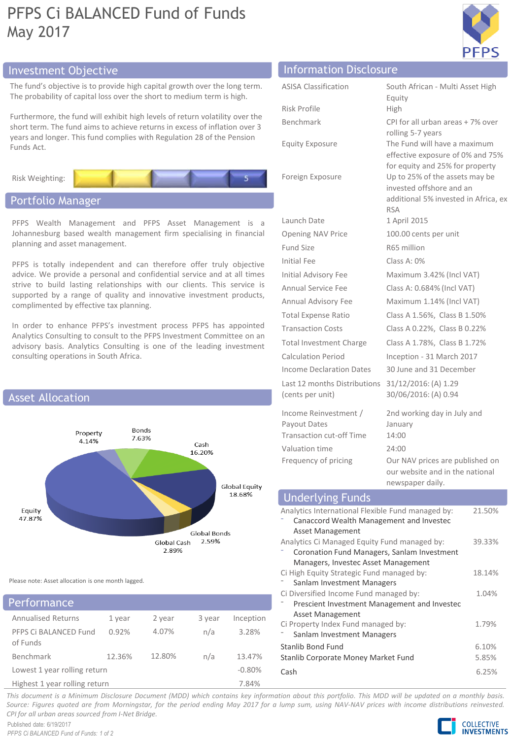# PFPS Ci BALANCED Fund of Funds

May 2017

## Investment Objective

The fund's objective is to provide high capital growth over the long term. The probability of capital loss over the short to medium term is high.

Furthermore, the fund will exhibit high levels of return volatility over the short term. The fund aims to achieve returns in excess of inflation over 3 years and longer. This fund complies with Regulation 28 of the Pension Funds Act.

Risk Weighting: 5

## Portfolio Manager

PFPS Wealth Management and PFPS Asset Management is a Johannesburg based wealth management firm specialising in financial planning and asset management.

PFPS is totally independent and can therefore offer truly objective advice. We provide a personal and confidential service and at all times strive to build lasting relationships with our clients. This service is supported by a range of quality and innovative investment products, complimented by effective tax planning.

In order to enhance PFPS's investment process PFPS has appointed Analytics Consulting to consult to the PFPS Investment Committee on an advisory basis. Analytics Consulting is one of the leading investment consulting operations in South Africa.

## Asset Allocation

| Asset | Allocation |
|---|---|
| Equity | 47.87% |
| Property | 4.14% |
| Bonds | 7.63% |
| Cash | 16.20% |
| Global Equity | 18.68% |
| Global Bonds | 2.59% |
| Global Cash | 2.89% |

Please note: Asset allocation is one month lagged.

## Performance

| Annualised Returns | 1 year | 2 year | 3 year | Inception |
|---|---|---|---|---|
| PFPS Ci BALANCED Fund of Funds | 0.92% | 4.07% | n/a | 3.28% |
| Benchmark | 12.36% | 12.80% | n/a | 13.47% |
| Lowest 1 year rolling return | | | | -0.80% |
| Highest 1 year rolling return | | | | 7.84% |

## Information Disclosure

| | |
|---|---|
| ASISA Classification | South African - Multi Asset High Equity |
| Risk Profile | High |
| Benchmark | CPI for all urban areas + 7% over rolling 5-7 years |
| Equity Exposure | The Fund will have a maximum effective exposure of 0% and 75% for equity and 25% for property |
| Foreign Exposure | Up to 25% of the assets may be invested offshore and an additional 5% invested in Africa, ex RSA |
| Launch Date | 1 April 2015 |
| Opening NAV Price | 100.00 cents per unit |
| Fund Size | R65 million |
| Initial Fee | Class A: 0% |
| Initial Advisory Fee | Maximum 3.42% (Incl VAT) |
| Annual Service Fee | Class A: 0.684% (Incl VAT) |
| Annual Advisory Fee | Maximum 1.14% (Incl VAT) |
| Total Expense Ratio | Class A 1.56%, Class B 1.50% |
| Transaction Costs | Class A 0.22%, Class B 0.22% |
| Total Investment Charge | Class A 1.78%, Class B 1.72% |
| Calculation Period | Inception - 31 March 2017 |
| Income Declaration Dates | 30 June and 31 December |
| Last 12 months Distributions (cents per unit) | 31/12/2016: (A) 1.29<br>30/06/2016: (A) 0.94 |
| Income Reinvestment / Payout Dates | 2nd working day in July and January |
| Transaction cut-off Time | 14:00 |
| Valuation time | 24:00 |
| Frequency of pricing | Our NAV prices are published on our website and in the national newspaper daily. |

## Underlying Funds

| Fund | Weight |
|---|---|
| Analytics International Flexible Fund managed by:<br>- Canaccord Wealth Management and Investec Asset Management | 21.50% |
| Analytics Ci Managed Equity Fund managed by:<br>- Coronation Fund Managers, Sanlam Investment Managers, Investec Asset Management | 39.33% |
| Ci High Equity Strategic Fund managed by:<br>- Sanlam Investment Managers | 18.14% |
| Ci Diversified Income Fund managed by:<br>- Prescient Investment Management and Investec Asset Management | 1.04% |
| Ci Property Index Fund managed by:<br>- Sanlam Investment Managers | 1.79% |
| Stanlib Bond Fund | 6.10% |
| Stanlib Corporate Money Market Fund | 5.85% |
| Cash | 6.25% |

*This document is a Minimum Disclosure Document (MDD) which contains key information about this portfolio. This MDD will be updated on a monthly basis. Source: Figures quoted are from Morningstar, for the period ending May 2017 for a lump sum, using NAV-NAV prices with income distributions reinvested. CPI for all urban areas sourced from I-Net Bridge.*

Published date: 6/19/2017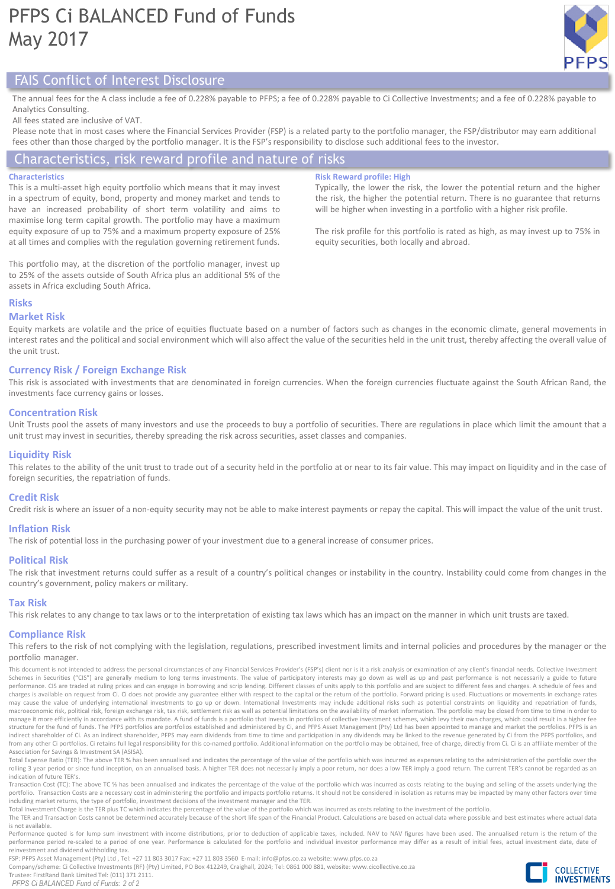# PFPS Ci BALANCED Fund of Funds
May 2017

## FAIS Conflict of Interest Disclosure

The annual fees for the A class include a fee of 0.228% payable to PFPS; a fee of 0.228% payable to Ci Collective Investments; and a fee of 0.228% payable to Analytics Consulting.

All fees stated are inclusive of VAT.

Please note that in most cases where the Financial Services Provider (FSP) is a related party to the portfolio manager, the FSP/distributor may earn additional fees other than those charged by the portfolio manager. It is the FSP's responsibility to disclose such additional fees to the investor.

## Characteristics, risk reward profile and nature of risks

### Characteristics

This is a multi-asset high equity portfolio which means that it may invest in a spectrum of equity, bond, property and money market and tends to have an increased probability of short term volatility and aims to maximise long term capital growth. The portfolio may have a maximum equity exposure of up to 75% and a maximum property exposure of 25% at all times and complies with the regulation governing retirement funds.

This portfolio may, at the discretion of the portfolio manager, invest up to 25% of the assets outside of South Africa plus an additional 5% of the assets in Africa excluding South Africa.

### Risk Reward profile: High

Typically, the lower the risk, the lower the potential return and the higher the risk, the higher the potential return. There is no guarantee that returns will be higher when investing in a portfolio with a higher risk profile.

The risk profile for this portfolio is rated as high, as may invest up to 75% in equity securities, both locally and abroad.

### Risks

#### Market Risk

Equity markets are volatile and the price of equities fluctuate based on a number of factors such as changes in the economic climate, general movements in interest rates and the political and social environment which will also affect the value of the securities held in the unit trust, thereby affecting the overall value of the unit trust.

#### Currency Risk / Foreign Exchange Risk

This risk is associated with investments that are denominated in foreign currencies. When the foreign currencies fluctuate against the South African Rand, the investments face currency gains or losses.

#### Concentration Risk

Unit Trusts pool the assets of many investors and use the proceeds to buy a portfolio of securities. There are regulations in place which limit the amount that a unit trust may invest in securities, thereby spreading the risk across securities, asset classes and companies.

#### Liquidity Risk

This relates to the ability of the unit trust to trade out of a security held in the portfolio at or near to its fair value. This may impact on liquidity and in the case of foreign securities, the repatriation of funds.

#### Credit Risk

Credit risk is where an issuer of a non-equity security may not be able to make interest payments or repay the capital. This will impact the value of the unit trust.

#### Inflation Risk

The risk of potential loss in the purchasing power of your investment due to a general increase of consumer prices.

#### Political Risk

The risk that investment returns could suffer as a result of a country's political changes or instability in the country. Instability could come from changes in the country's government, policy makers or military.

#### Tax Risk

This risk relates to any change to tax laws or to the interpretation of existing tax laws which has an impact on the manner in which unit trusts are taxed.

#### Compliance Risk

This refers to the risk of not complying with the legislation, regulations, prescribed investment limits and internal policies and procedures by the manager or the portfolio manager.

This document is not intended to address the personal circumstances of any Financial Services Provider's (FSP's) client nor is it a risk analysis or examination of any client's financial needs. Collective Investment Schemes in Securities ("CIS") are generally medium to long terms investments. The value of participatory interests may go down as well as up and past performance is not necessarily a guide to future performance. CIS are traded at ruling prices and can engage in borrowing and scrip lending. Different classes of units apply to this portfolio and are subject to different fees and charges. A schedule of fees and charges is available on request from Ci. Ci does not provide any guarantee either with respect to the capital or the return of the portfolio. Forward pricing is used. Fluctuations or movements in exchange rates may cause the value of underlying international investments to go up or down. International Investments may include additional risks such as potential constraints on liquidity and repatriation of funds, macroeconomic risk, political risk, foreign exchange risk, tax risk, settlement risk as well as potential limitations on the availability of market information. The portfolio may be closed from time to time in order to manage it more efficiently in accordance with its mandate. A fund of funds is a portfolio that invests in portfolios of collective investment schemes, which levy their own charges, which could result in a higher fee structure for the fund of funds. The PFPS portfolios are portfolios established and administered by Ci, and PFPS Asset Management (Pty) Ltd has been appointed to manage and market the portfolios. PFPS is an indirect shareholder of Ci. As an indirect shareholder, PFPS may earn dividends from time to time and participation in any dividends may be linked to the revenue generated by Ci from the PFPS portfolios, and from any other Ci portfolios. Ci retains full legal responsibility for this co-named portfolio. Additional information on the portfolio may be obtained, free of charge, directly from Ci. Ci is an affiliate member of the Association for Savings & Investment SA (ASISA).

Total Expense Ratio (TER): The above TER % has been annualised and indicates the percentage of the value of the portfolio which was incurred as expenses relating to the administration of the portfolio over the rolling 3 year period or since fund inception, on an annualised basis. A higher TER does not necessarily imply a poor return, nor does a low TER imply a good return. The current TER's cannot be regarded as an indication of future TER's.

Transaction Cost (TC): The above TC % has been annualised and indicates the percentage of the value of the portfolio which was incurred as costs relating to the buying and selling of the assets underlying the portfolio. Transaction Costs are a necessary cost in administering the portfolio and impacts portfolio returns. It should not be considered in isolation as returns may be impacted by many other factors over time including market returns, the type of portfolio, investment decisions of the investment manager and the TER.

Total Investment Charge is the TER plus TC which indicates the percentage of the value of the portfolio which was incurred as costs relating to the investment of the portfolio.

The TER and Transaction Costs cannot be determined accurately because of the short life span of the Financial Product. Calculations are based on actual data where possible and best estimates where actual data is not available.

Performance quoted is for lump sum investment with income distributions, prior to deduction of applicable taxes, included. NAV to NAV figures have been used. The annualised return is the return of the performance period re-scaled to a period of one year. Performance is calculated for the portfolio and individual investor performance may differ as a result of initial fees, actual investment date, date of reinvestment and dividend withholding tax.

FSP: PFPS Asset Management (Pty) Ltd , Tel: +27 11 803 3017 Fax: +27 11 803 3560 E-mail: info@pfps.co.za website: www.pfps.co.za

Company/scheme: Ci Collective Investments (RF) (Pty) Limited, PO Box 412249, Craighall, 2024; Tel: 0861 000 881, website: www.cicollective.co.za

Trustee: FirstRand Bank Limited Tel: (011) 371 2111.